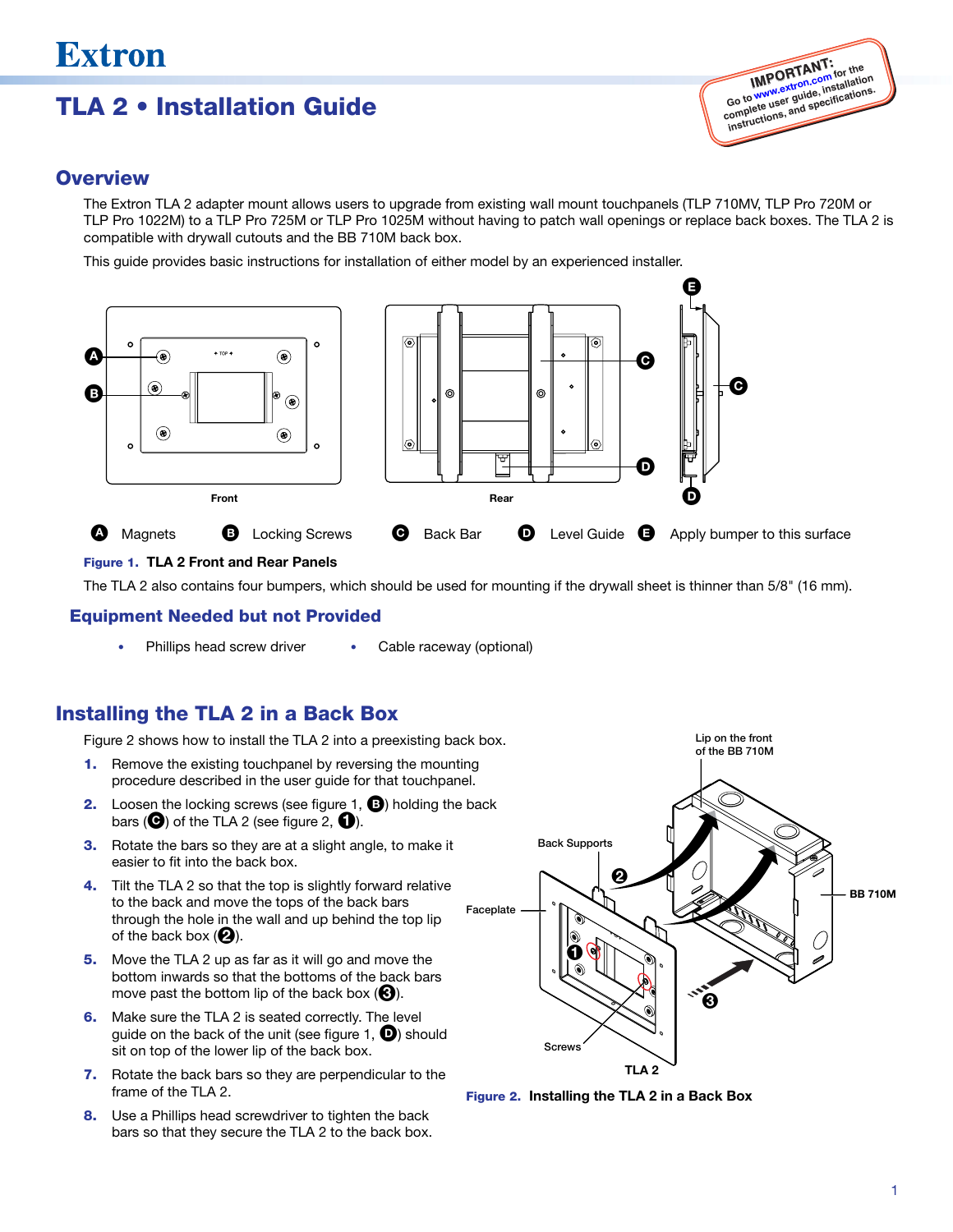# Extron

# TLA 2 • Installation Guide

**IMPORTANT:** Go to www.extron.com for the complete user guide, installation instructions, and specifications.

## Overview

The Extron TLA 2 adapter mount allows users to upgrade from existing wall mount touchpanels (TLP 710MV, TLP Pro 720M or TLP Pro 1022M) to a TLP Pro 725M or TLP Pro 1025M without having to patch wall openings or replace back boxes. The TLA 2 is compatible with drywall cutouts and the BB 710M back box.

This guide provides basic instructions for installation of either model by an experienced installer.

Ⓐ Magnets Ⓑ Locking Screws Ⓒ Back Bar Ⓓ Level Guide Ⓔ Apply bumper to this surface

**Figure 1. TLA 2 Front and Rear Panels**

The TLA 2 also contains four bumpers, which should be used for mounting if the drywall sheet is thinner than 5/8" (16 mm).

### Equipment Needed but not Provided

- Phillips head screw driver
- Cable raceway (optional)

## Installing the TLA 2 in a Back Box

Figure 2 shows how to install the TLA 2 into a preexisting back box.

1. Remove the existing touchpanel by reversing the mounting procedure described in the user guide for that touchpanel.
2. Loosen the locking screws (see figure 1, Ⓑ) holding the back bars (Ⓒ) of the TLA 2 (see figure 2, ❶).
3. Rotate the bars so they are at a slight angle, to make it easier to fit into the back box.
4. Tilt the TLA 2 so that the top is slightly forward relative to the back and move the tops of the back bars through the hole in the wall and up behind the top lip of the back box (❷).
5. Move the TLA 2 up as far as it will go and move the bottom inwards so that the bottoms of the back bars move past the bottom lip of the back box (❸).
6. Make sure the TLA 2 is seated correctly. The level guide on the back of the unit (see figure 1, Ⓓ) should sit on top of the lower lip of the back box.
7. Rotate the back bars so they are perpendicular to the frame of the TLA 2.
8. Use a Phillips head screwdriver to tighten the back bars so that they secure the TLA 2 to the back box.

**Figure 2. Installing the TLA 2 in a Back Box**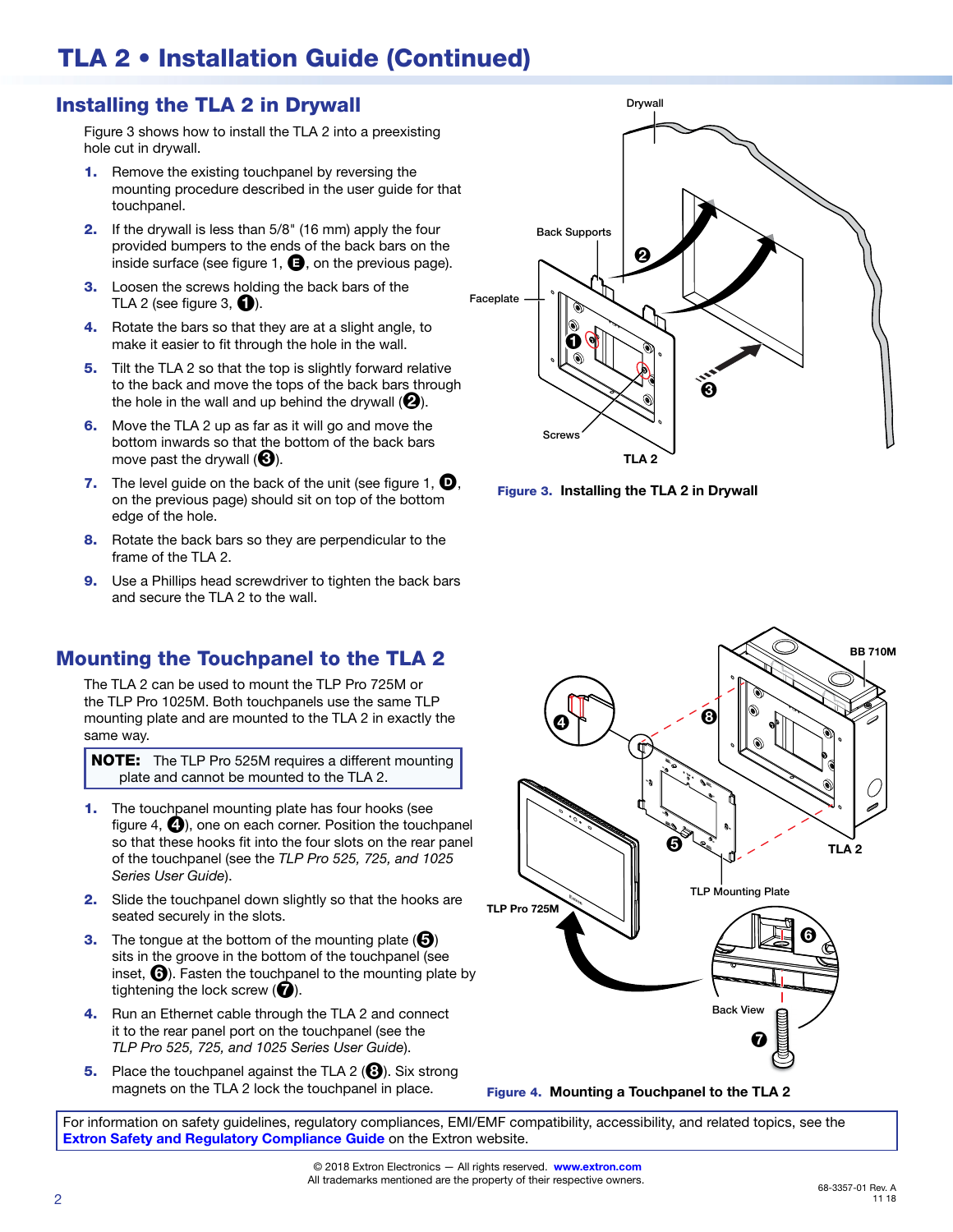# TLA 2 • Installation Guide (Continued)

## Installing the TLA 2 in Drywall

Figure 3 shows how to install the TLA 2 into a preexisting hole cut in drywall.

1. Remove the existing touchpanel by reversing the mounting procedure described in the user guide for that touchpanel.
2. If the drywall is less than 5/8" (16 mm) apply the four provided bumpers to the ends of the back bars on the inside surface (see figure 1, E, on the previous page).
3. Loosen the screws holding the back bars of the TLA 2 (see figure 3, 1).
4. Rotate the bars so that they are at a slight angle, to make it easier to fit through the hole in the wall.
5. Tilt the TLA 2 so that the top is slightly forward relative to the back and move the tops of the back bars through the hole in the wall and up behind the drywall (2).
6. Move the TLA 2 up as far as it will go and move the bottom inwards so that the bottom of the back bars move past the drywall (3).
7. The level guide on the back of the unit (see figure 1, D, on the previous page) should sit on top of the bottom edge of the hole.
8. Rotate the back bars so they are perpendicular to the frame of the TLA 2.
9. Use a Phillips head screwdriver to tighten the back bars and secure the TLA 2 to the wall.

Drywall
Back Supports
Faceplate
Screws
TLA 2

**Figure 3. Installing the TLA 2 in Drywall**

## Mounting the Touchpanel to the TLA 2

The TLA 2 can be used to mount the TLP Pro 725M or the TLP Pro 1025M. Both touchpanels use the same TLP mounting plate and are mounted to the TLA 2 in exactly the same way.

> **NOTE:** The TLP Pro 525M requires a different mounting plate and cannot be mounted to the TLA 2.

1. The touchpanel mounting plate has four hooks (see figure 4, 4), one on each corner. Position the touchpanel so that these hooks fit into the four slots on the rear panel of the touchpanel (see the *TLP Pro 525, 725, and 1025 Series User Guide*).
2. Slide the touchpanel down slightly so that the hooks are seated securely in the slots.
3. The tongue at the bottom of the mounting plate (5) sits in the groove in the bottom of the touchpanel (see inset, 6). Fasten the touchpanel to the mounting plate by tightening the lock screw (7).
4. Run an Ethernet cable through the TLA 2 and connect it to the rear panel port on the touchpanel (see the *TLP Pro 525, 725, and 1025 Series User Guide*).
5. Place the touchpanel against the TLA 2 (8). Six strong magnets on the TLA 2 lock the touchpanel in place.

BB 710M
TLA 2
TLP Mounting Plate
TLP Pro 725M
Back View

**Figure 4. Mounting a Touchpanel to the TLA 2**

For information on safety guidelines, regulatory compliances, EMI/EMF compatibility, accessibility, and related topics, see the **Extron Safety and Regulatory Compliance Guide** on the Extron website.

© 2018 Extron Electronics — All rights reserved. www.extron.com
All trademarks mentioned are the property of their respective owners.

68-3357-01 Rev. A
11 18